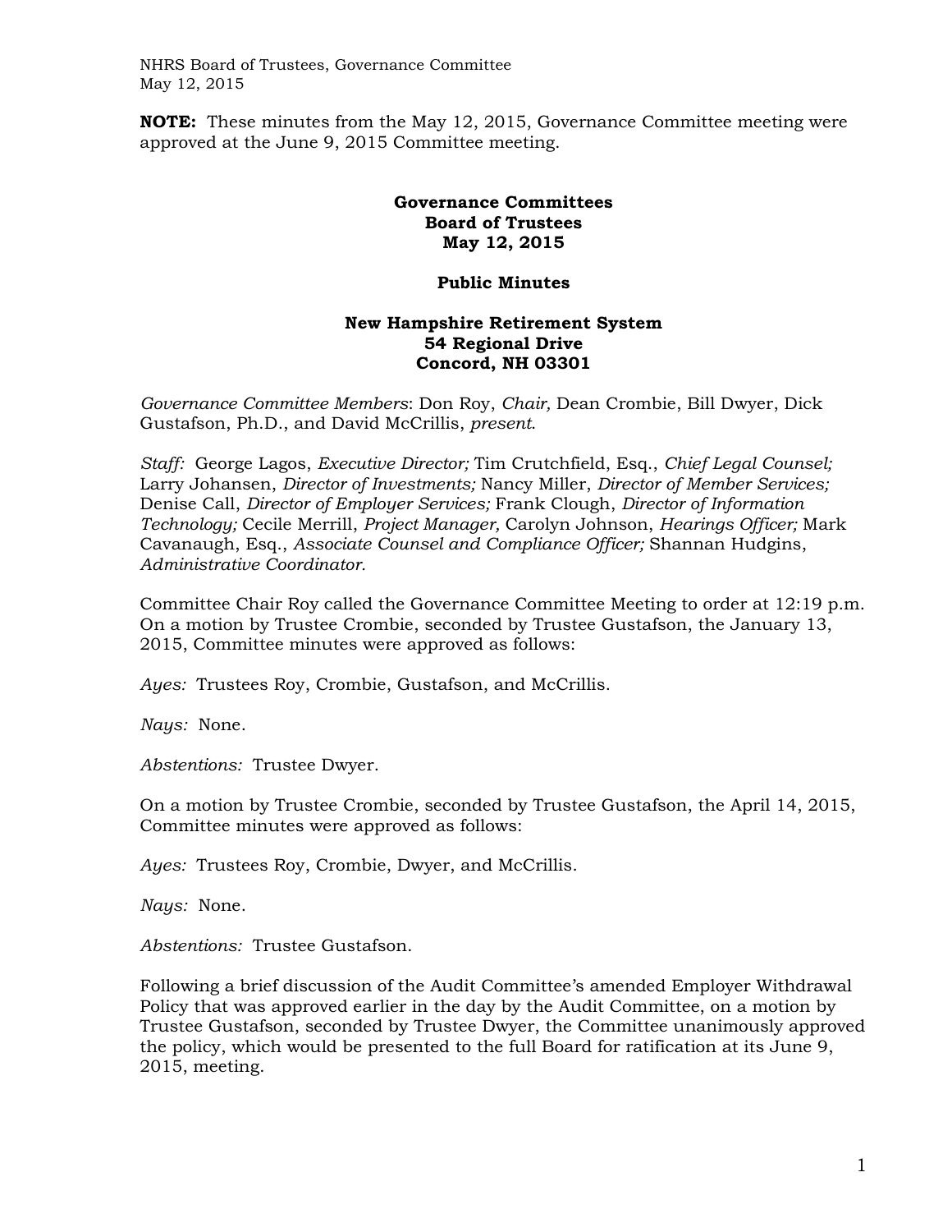**NOTE:** These minutes from the May 12, 2015, Governance Committee meeting were approved at the June 9, 2015 Committee meeting.

# Governance Committees
# Board of Trustees
# May 12, 2015

## Public Minutes

### New Hampshire Retirement System
### 54 Regional Drive
### Concord, NH 03301

*Governance Committee Members*: Don Roy, *Chair,* Dean Crombie, Bill Dwyer, Dick Gustafson, Ph.D., and David McCrillis, *present*.

*Staff:* George Lagos, *Executive Director;* Tim Crutchfield, Esq., *Chief Legal Counsel;* Larry Johansen, *Director of Investments;* Nancy Miller, *Director of Member Services;* Denise Call, *Director of Employer Services;* Frank Clough, *Director of Information Technology;* Cecile Merrill, *Project Manager,* Carolyn Johnson, *Hearings Officer;* Mark Cavanaugh, Esq., *Associate Counsel and Compliance Officer;* Shannan Hudgins, *Administrative Coordinator.*

Committee Chair Roy called the Governance Committee Meeting to order at 12:19 p.m. On a motion by Trustee Crombie, seconded by Trustee Gustafson, the January 13, 2015, Committee minutes were approved as follows:

*Ayes:* Trustees Roy, Crombie, Gustafson, and McCrillis.

*Nays:* None.

*Abstentions:* Trustee Dwyer.

On a motion by Trustee Crombie, seconded by Trustee Gustafson, the April 14, 2015, Committee minutes were approved as follows:

*Ayes:* Trustees Roy, Crombie, Dwyer, and McCrillis.

*Nays:* None.

*Abstentions:* Trustee Gustafson.

Following a brief discussion of the Audit Committee's amended Employer Withdrawal Policy that was approved earlier in the day by the Audit Committee, on a motion by Trustee Gustafson, seconded by Trustee Dwyer, the Committee unanimously approved the policy, which would be presented to the full Board for ratification at its June 9, 2015, meeting.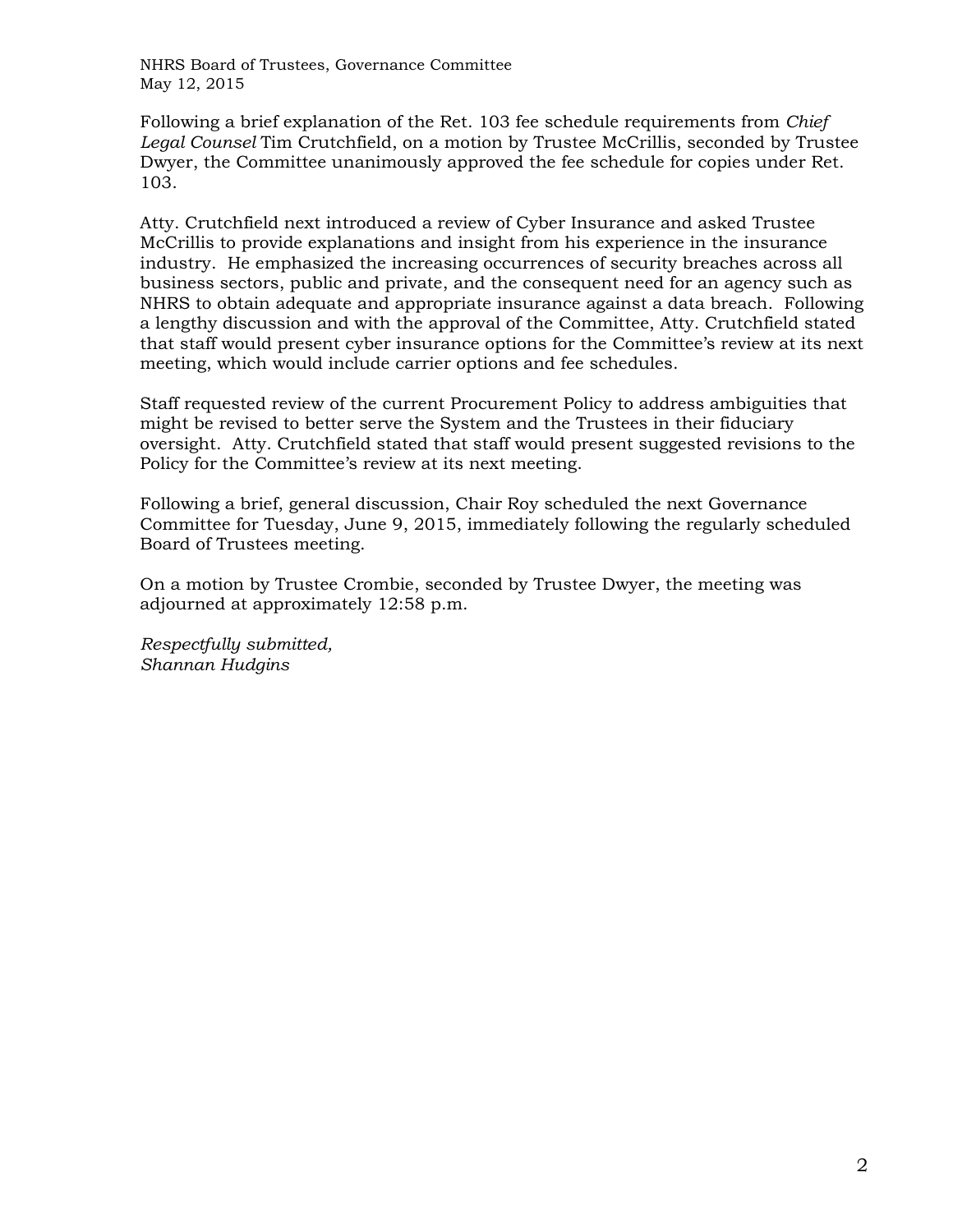Following a brief explanation of the Ret. 103 fee schedule requirements from *Chief Legal Counsel* Tim Crutchfield, on a motion by Trustee McCrillis, seconded by Trustee Dwyer, the Committee unanimously approved the fee schedule for copies under Ret. 103.

Atty. Crutchfield next introduced a review of Cyber Insurance and asked Trustee McCrillis to provide explanations and insight from his experience in the insurance industry. He emphasized the increasing occurrences of security breaches across all business sectors, public and private, and the consequent need for an agency such as NHRS to obtain adequate and appropriate insurance against a data breach. Following a lengthy discussion and with the approval of the Committee, Atty. Crutchfield stated that staff would present cyber insurance options for the Committee's review at its next meeting, which would include carrier options and fee schedules.

Staff requested review of the current Procurement Policy to address ambiguities that might be revised to better serve the System and the Trustees in their fiduciary oversight. Atty. Crutchfield stated that staff would present suggested revisions to the Policy for the Committee's review at its next meeting.

Following a brief, general discussion, Chair Roy scheduled the next Governance Committee for Tuesday, June 9, 2015, immediately following the regularly scheduled Board of Trustees meeting.

On a motion by Trustee Crombie, seconded by Trustee Dwyer, the meeting was adjourned at approximately 12:58 p.m.

*Respectfully submitted,*
*Shannan Hudgins*